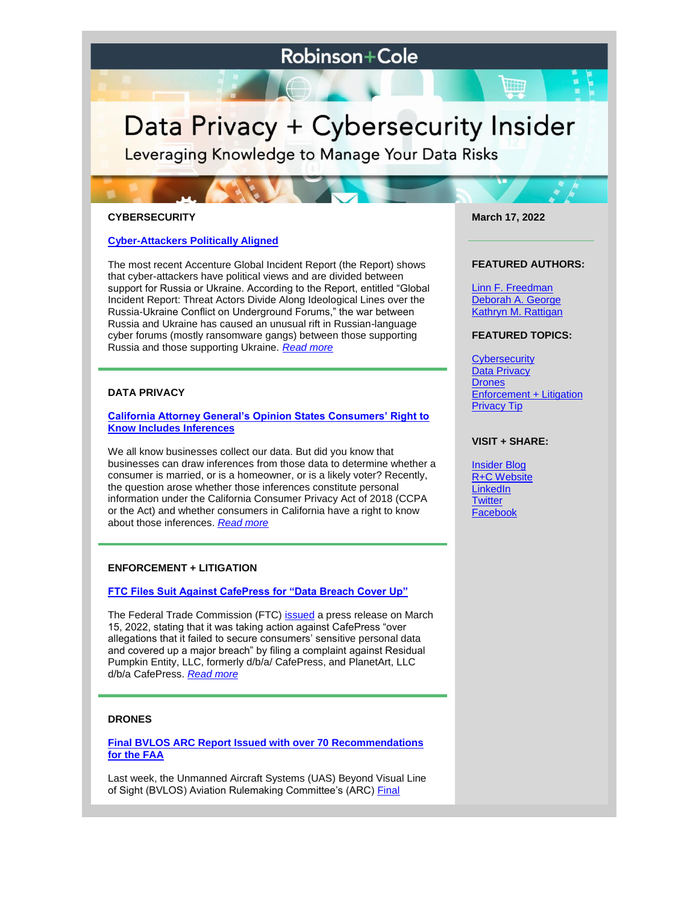# Robinson+Cole

# Data Privacy + Cybersecurity Insider

Leveraging Knowledge to Manage Your Data Risks

March 17, 2022

**FEATURED AUTHORS:**

Linn F. Freedman
Deborah A. George
Kathryn M. Rattigan

**FEATURED TOPICS:**

Cybersecurity
Data Privacy
Drones
Enforcement + Litigation
Privacy Tip

**VISIT + SHARE:**

Insider Blog
R+C Website
LinkedIn
Twitter
Facebook

## CYBERSECURITY

### Cyber-Attackers Politically Aligned

The most recent Accenture Global Incident Report (the Report) shows that cyber-attackers have political views and are divided between support for Russia or Ukraine. According to the Report, entitled "Global Incident Report: Threat Actors Divide Along Ideological Lines over the Russia-Ukraine Conflict on Underground Forums," the war between Russia and Ukraine has caused an unusual rift in Russian-language cyber forums (mostly ransomware gangs) between those supporting Russia and those supporting Ukraine. *Read more*

## DATA PRIVACY

### California Attorney General's Opinion States Consumers' Right to Know Includes Inferences

We all know businesses collect our data. But did you know that businesses can draw inferences from those data to determine whether a consumer is married, or is a homeowner, or is a likely voter? Recently, the question arose whether those inferences constitute personal information under the California Consumer Privacy Act of 2018 (CCPA or the Act) and whether consumers in California have a right to know about those inferences. *Read more*

## ENFORCEMENT + LITIGATION

### FTC Files Suit Against CafePress for "Data Breach Cover Up"

The Federal Trade Commission (FTC) issued a press release on March 15, 2022, stating that it was taking action against CafePress "over allegations that it failed to secure consumers' sensitive personal data and covered up a major breach" by filing a complaint against Residual Pumpkin Entity, LLC, formerly d/b/a/ CafePress, and PlanetArt, LLC d/b/a CafePress. *Read more*

## DRONES

### Final BVLOS ARC Report Issued with over 70 Recommendations for the FAA

Last week, the Unmanned Aircraft Systems (UAS) Beyond Visual Line of Sight (BVLOS) Aviation Rulemaking Committee's (ARC) Final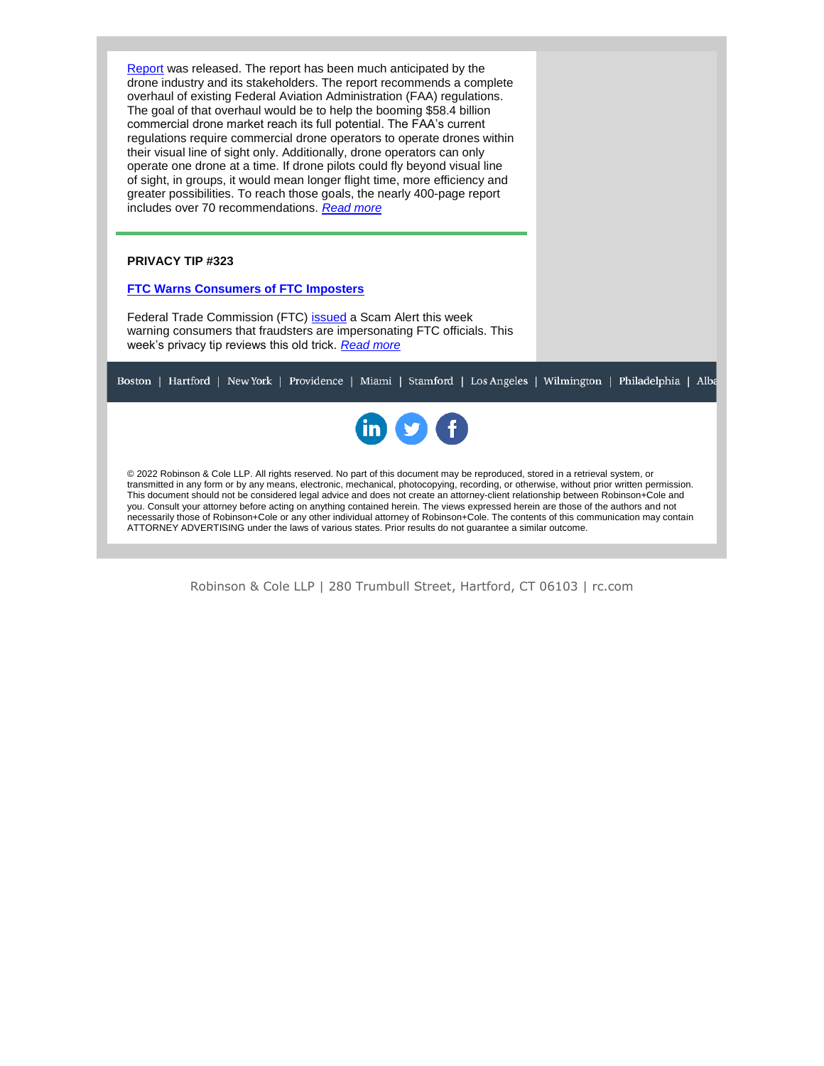Report was released. The report has been much anticipated by the drone industry and its stakeholders. The report recommends a complete overhaul of existing Federal Aviation Administration (FAA) regulations. The goal of that overhaul would be to help the booming $58.4 billion commercial drone market reach its full potential. The FAA's current regulations require commercial drone operators to operate drones within their visual line of sight only. Additionally, drone operators can only operate one drone at a time. If drone pilots could fly beyond visual line of sight, in groups, it would mean longer flight time, more efficiency and greater possibilities. To reach those goals, the nearly 400-page report includes over 70 recommendations. *Read more*

**PRIVACY TIP #323**

**FTC Warns Consumers of FTC Imposters**

Federal Trade Commission (FTC) issued a Scam Alert this week warning consumers that fraudsters are impersonating FTC officials. This week's privacy tip reviews this old trick. *Read more*

Boston | Hartford | New York | Providence | Miami | Stamford | Los Angeles | Wilmington | Philadelphia | Alba

© 2022 Robinson & Cole LLP. All rights reserved. No part of this document may be reproduced, stored in a retrieval system, or transmitted in any form or by any means, electronic, mechanical, photocopying, recording, or otherwise, without prior written permission. This document should not be considered legal advice and does not create an attorney-client relationship between Robinson+Cole and you. Consult your attorney before acting on anything contained herein. The views expressed herein are those of the authors and not necessarily those of Robinson+Cole or any other individual attorney of Robinson+Cole. The contents of this communication may contain ATTORNEY ADVERTISING under the laws of various states. Prior results do not guarantee a similar outcome.

Robinson & Cole LLP | 280 Trumbull Street, Hartford, CT 06103 | rc.com